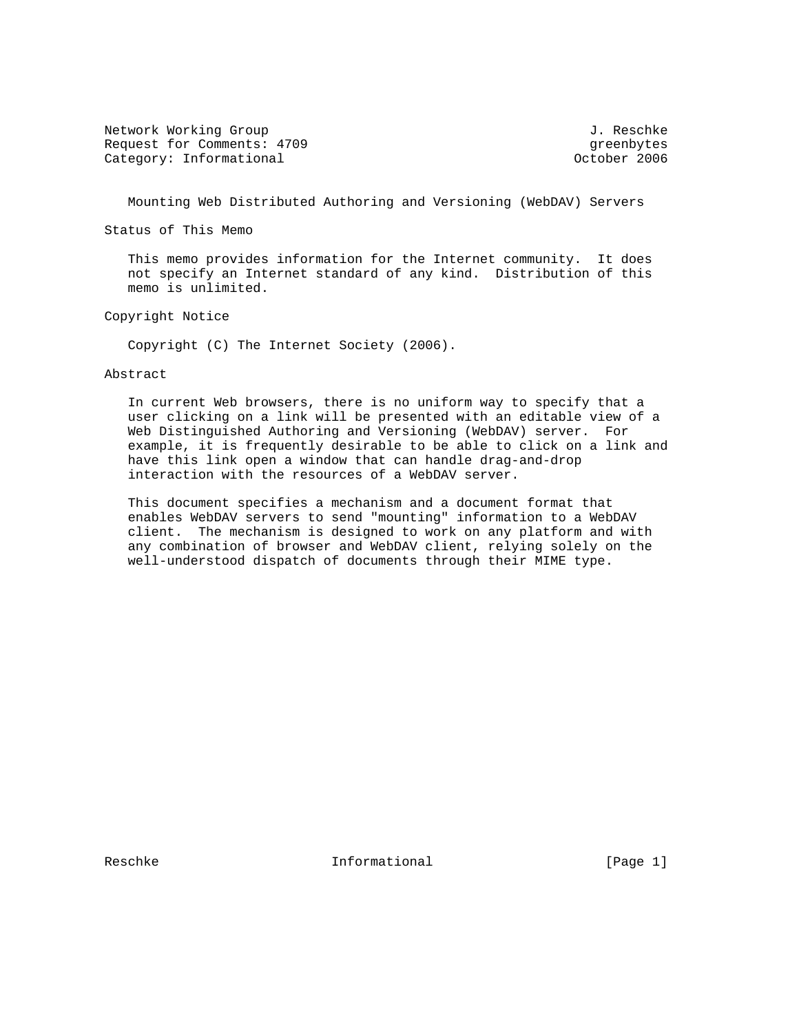Network Working Group                                         J. Reschke
Request for Comments: 4709                                    greenbytes
Category: Informational                                     October 2006

# Mounting Web Distributed Authoring and Versioning (WebDAV) Servers

## Status of This Memo

This memo provides information for the Internet community. It does not specify an Internet standard of any kind. Distribution of this memo is unlimited.

## Copyright Notice

Copyright (C) The Internet Society (2006).

## Abstract

In current Web browsers, there is no uniform way to specify that a user clicking on a link will be presented with an editable view of a Web Distinguished Authoring and Versioning (WebDAV) server. For example, it is frequently desirable to be able to click on a link and have this link open a window that can handle drag-and-drop interaction with the resources of a WebDAV server.

This document specifies a mechanism and a document format that enables WebDAV servers to send "mounting" information to a WebDAV client. The mechanism is designed to work on any platform and with any combination of browser and WebDAV client, relying solely on the well-understood dispatch of documents through their MIME type.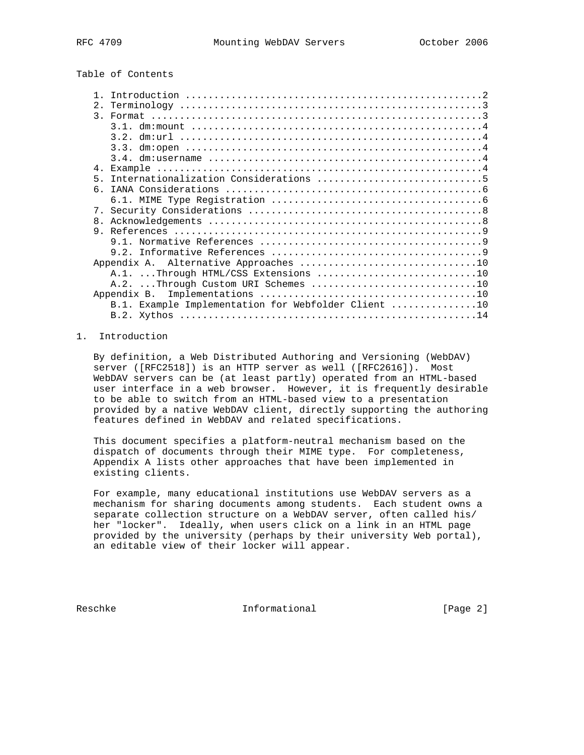## Table of Contents

```
   1. Introduction ....................................................2
   2. Terminology .....................................................3
   3. Format ..........................................................3
      3.1. dm:mount ...................................................4
      3.2. dm:url .....................................................4
      3.3. dm:open ....................................................4
      3.4. dm:username ................................................4
   4. Example .........................................................4
   5. Internationalization Considerations .............................5
   6. IANA Considerations .............................................6
      6.1. MIME Type Registration .....................................6
   7. Security Considerations .........................................8
   8. Acknowledgements ................................................8
   9. References ......................................................9
      9.1. Normative References .......................................9
      9.2. Informative References .....................................9
   Appendix A.  Alternative Approaches ...............................10
      A.1. ...Through HTML/CSS Extensions ............................10
      A.2. ...Through Custom URI Schemes .............................10
   Appendix B.  Implementations ......................................10
      B.1. Example Implementation for Webfolder Client ...............10
      B.2. Xythos ....................................................14
```

## 1. Introduction

By definition, a Web Distributed Authoring and Versioning (WebDAV) server ([RFC2518]) is an HTTP server as well ([RFC2616]). Most WebDAV servers can be (at least partly) operated from an HTML-based user interface in a web browser. However, it is frequently desirable to be able to switch from an HTML-based view to a presentation provided by a native WebDAV client, directly supporting the authoring features defined in WebDAV and related specifications.

This document specifies a platform-neutral mechanism based on the dispatch of documents through their MIME type. For completeness, Appendix A lists other approaches that have been implemented in existing clients.

For example, many educational institutions use WebDAV servers as a mechanism for sharing documents among students. Each student owns a separate collection structure on a WebDAV server, often called his/her "locker". Ideally, when users click on a link in an HTML page provided by the university (perhaps by their university Web portal), an editable view of their locker will appear.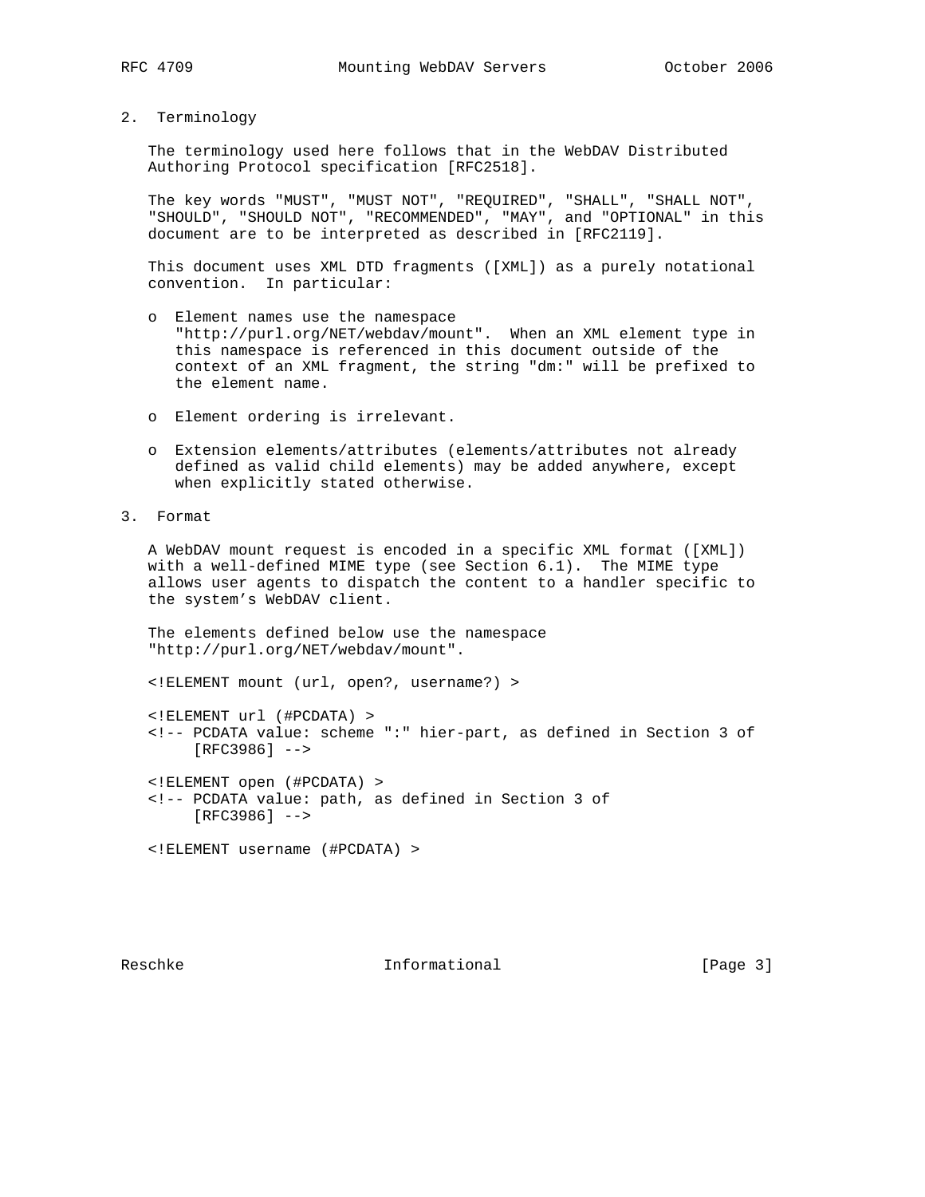## 2. Terminology

The terminology used here follows that in the WebDAV Distributed Authoring Protocol specification [RFC2518].

The key words "MUST", "MUST NOT", "REQUIRED", "SHALL", "SHALL NOT", "SHOULD", "SHOULD NOT", "RECOMMENDED", "MAY", and "OPTIONAL" in this document are to be interpreted as described in [RFC2119].

This document uses XML DTD fragments ([XML]) as a purely notational convention. In particular:

- Element names use the namespace "http://purl.org/NET/webdav/mount". When an XML element type in this namespace is referenced in this document outside of the context of an XML fragment, the string "dm:" will be prefixed to the element name.
- Element ordering is irrelevant.
- Extension elements/attributes (elements/attributes not already defined as valid child elements) may be added anywhere, except when explicitly stated otherwise.

## 3. Format

A WebDAV mount request is encoded in a specific XML format ([XML]) with a well-defined MIME type (see Section 6.1). The MIME type allows user agents to dispatch the content to a handler specific to the system's WebDAV client.

The elements defined below use the namespace "http://purl.org/NET/webdav/mount".

```
<!ELEMENT mount (url, open?, username?) >

<!ELEMENT url (#PCDATA) >
<!-- PCDATA value: scheme ":" hier-part, as defined in Section 3 of
     [RFC3986] -->

<!ELEMENT open (#PCDATA) >
<!-- PCDATA value: path, as defined in Section 3 of
     [RFC3986] -->

<!ELEMENT username (#PCDATA) >
```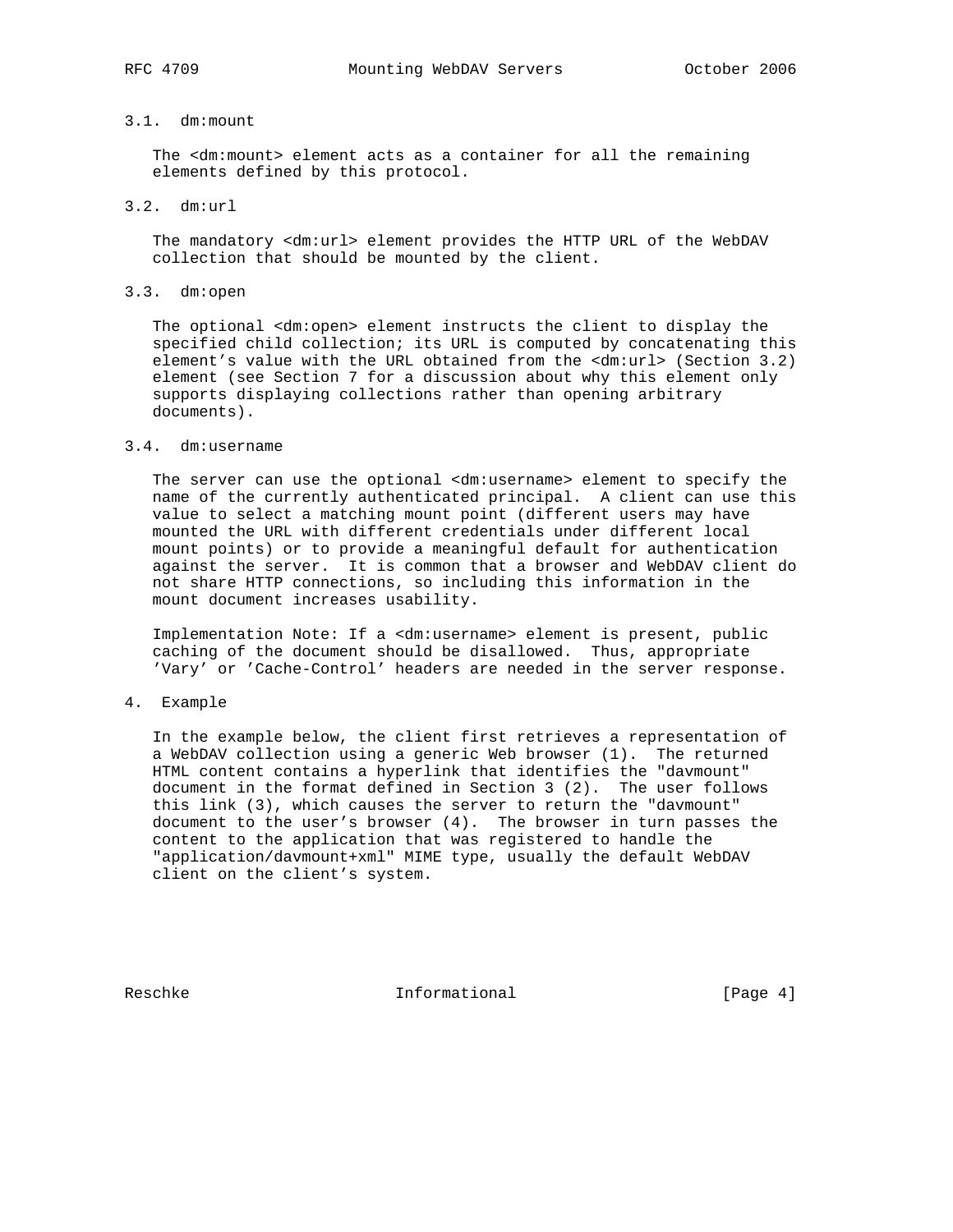### 3.1. dm:mount

The <dm:mount> element acts as a container for all the remaining elements defined by this protocol.

### 3.2. dm:url

The mandatory <dm:url> element provides the HTTP URL of the WebDAV collection that should be mounted by the client.

### 3.3. dm:open

The optional <dm:open> element instructs the client to display the specified child collection; its URL is computed by concatenating this element's value with the URL obtained from the <dm:url> (Section 3.2) element (see Section 7 for a discussion about why this element only supports displaying collections rather than opening arbitrary documents).

### 3.4. dm:username

The server can use the optional <dm:username> element to specify the name of the currently authenticated principal. A client can use this value to select a matching mount point (different users may have mounted the URL with different credentials under different local mount points) or to provide a meaningful default for authentication against the server. It is common that a browser and WebDAV client do not share HTTP connections, so including this information in the mount document increases usability.

Implementation Note: If a <dm:username> element is present, public caching of the document should be disallowed. Thus, appropriate 'Vary' or 'Cache-Control' headers are needed in the server response.

## 4. Example

In the example below, the client first retrieves a representation of a WebDAV collection using a generic Web browser (1). The returned HTML content contains a hyperlink that identifies the "davmount" document in the format defined in Section 3 (2). The user follows this link (3), which causes the server to return the "davmount" document to the user's browser (4). The browser in turn passes the content to the application that was registered to handle the "application/davmount+xml" MIME type, usually the default WebDAV client on the client's system.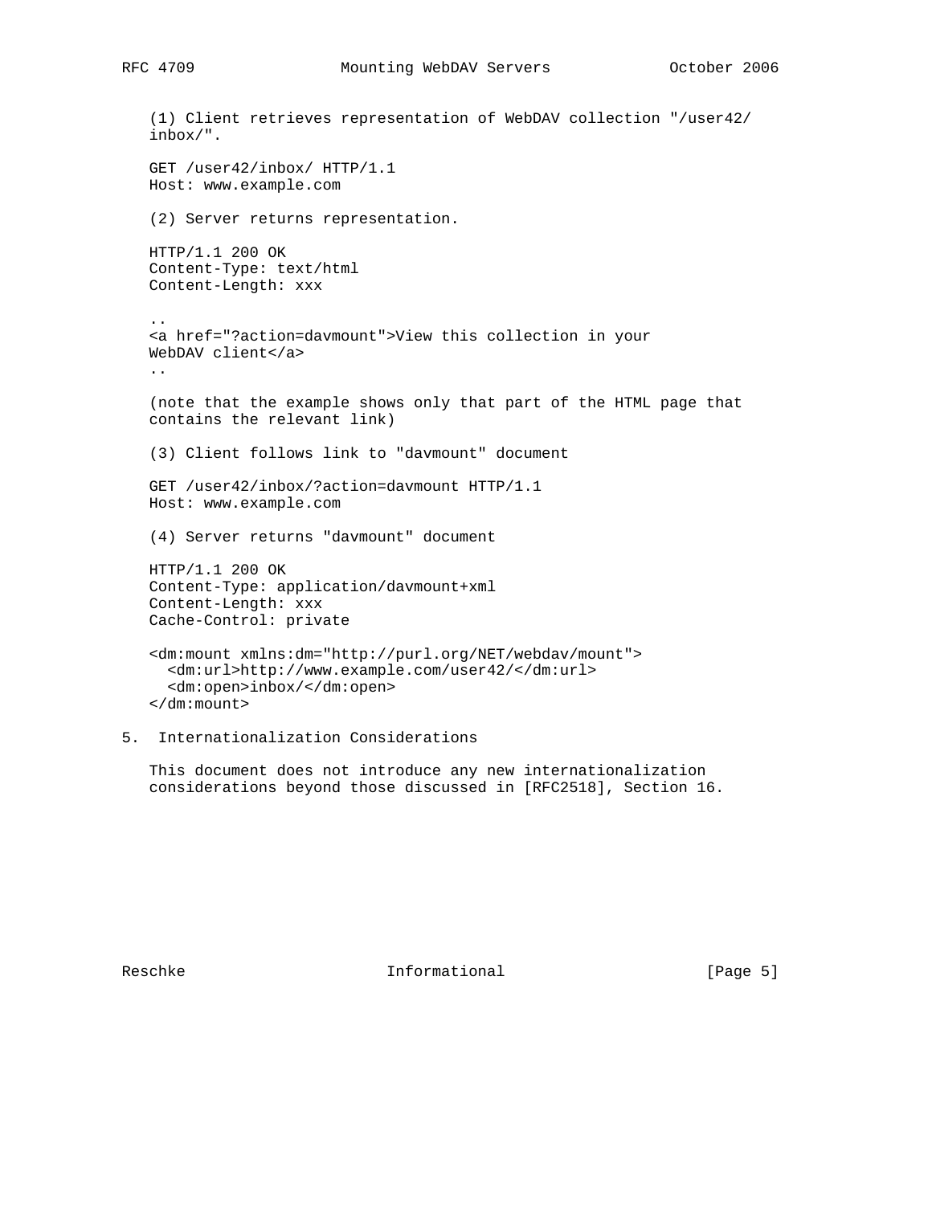(1) Client retrieves representation of WebDAV collection "/user42/inbox/".

```
GET /user42/inbox/ HTTP/1.1
Host: www.example.com
```

(2) Server returns representation.

```
HTTP/1.1 200 OK
Content-Type: text/html
Content-Length: xxx

..
<a href="?action=davmount">View this collection in your
WebDAV client</a>
..
```

(note that the example shows only that part of the HTML page that contains the relevant link)

(3) Client follows link to "davmount" document

```
GET /user42/inbox/?action=davmount HTTP/1.1
Host: www.example.com
```

(4) Server returns "davmount" document

```
HTTP/1.1 200 OK
Content-Type: application/davmount+xml
Content-Length: xxx
Cache-Control: private

<dm:mount xmlns:dm="http://purl.org/NET/webdav/mount">
  <dm:url>http://www.example.com/user42/</dm:url>
  <dm:open>inbox/</dm:open>
</dm:mount>
```

## 5. Internationalization Considerations

This document does not introduce any new internationalization considerations beyond those discussed in [RFC2518], Section 16.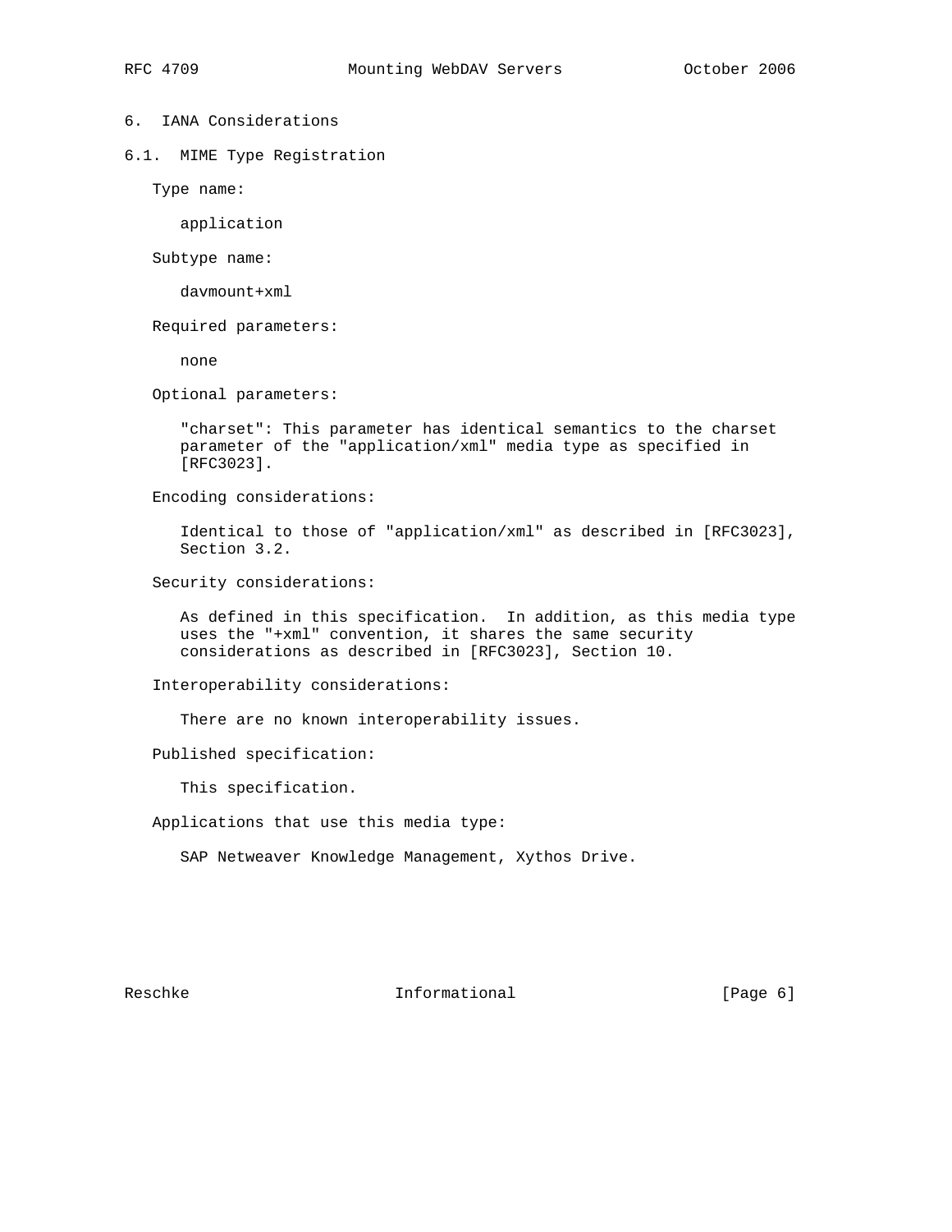# 6. IANA Considerations

## 6.1. MIME Type Registration

Type name:

application

Subtype name:

davmount+xml

Required parameters:

none

Optional parameters:

"charset": This parameter has identical semantics to the charset parameter of the "application/xml" media type as specified in [RFC3023].

Encoding considerations:

Identical to those of "application/xml" as described in [RFC3023], Section 3.2.

Security considerations:

As defined in this specification. In addition, as this media type uses the "+xml" convention, it shares the same security considerations as described in [RFC3023], Section 10.

Interoperability considerations:

There are no known interoperability issues.

Published specification:

This specification.

Applications that use this media type:

SAP Netweaver Knowledge Management, Xythos Drive.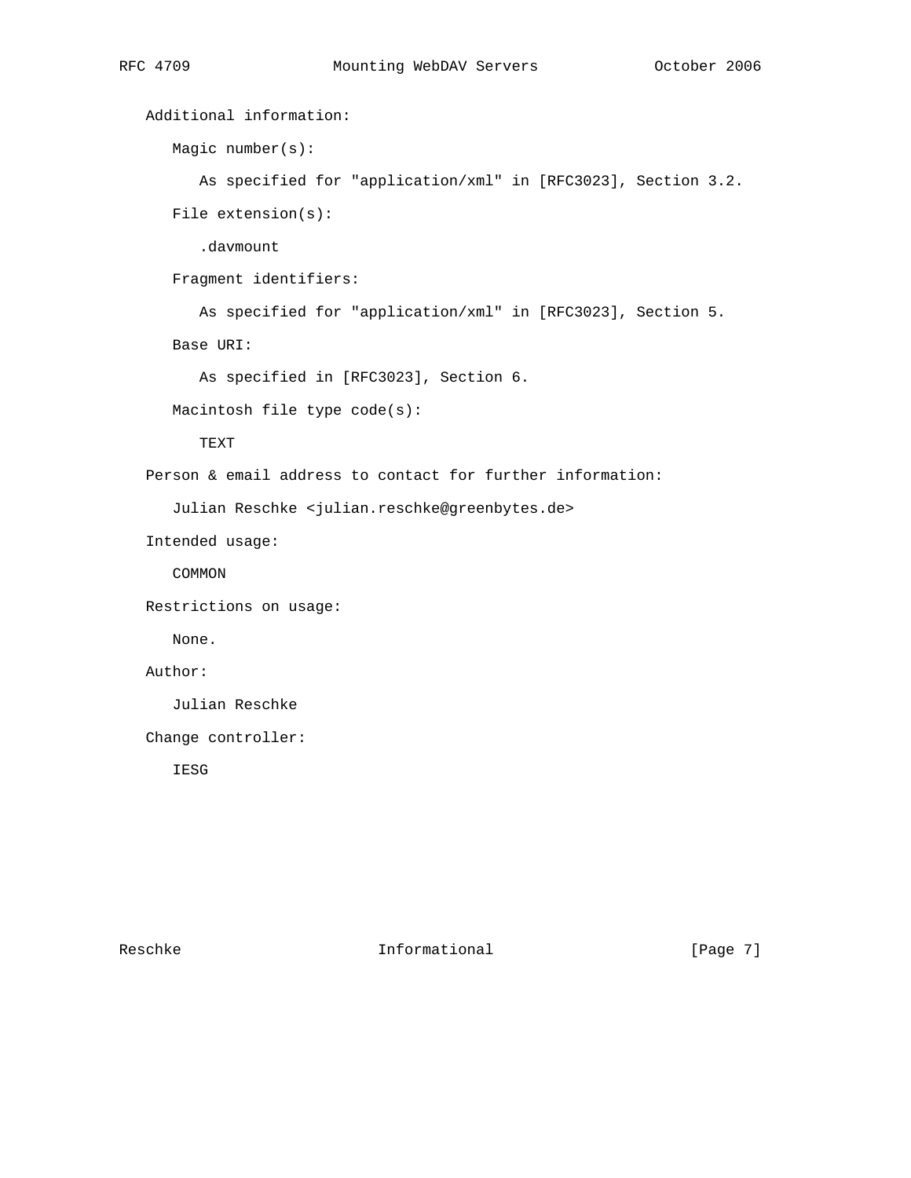Additional information:

Magic number(s):

As specified for "application/xml" in [RFC3023], Section 3.2.

File extension(s):

.davmount

Fragment identifiers:

As specified for "application/xml" in [RFC3023], Section 5.

Base URI:

As specified in [RFC3023], Section 6.

Macintosh file type code(s):

TEXT

Person & email address to contact for further information:

Julian Reschke <julian.reschke@greenbytes.de>

Intended usage:

COMMON

Restrictions on usage:

None.

Author:

Julian Reschke

Change controller:

IESG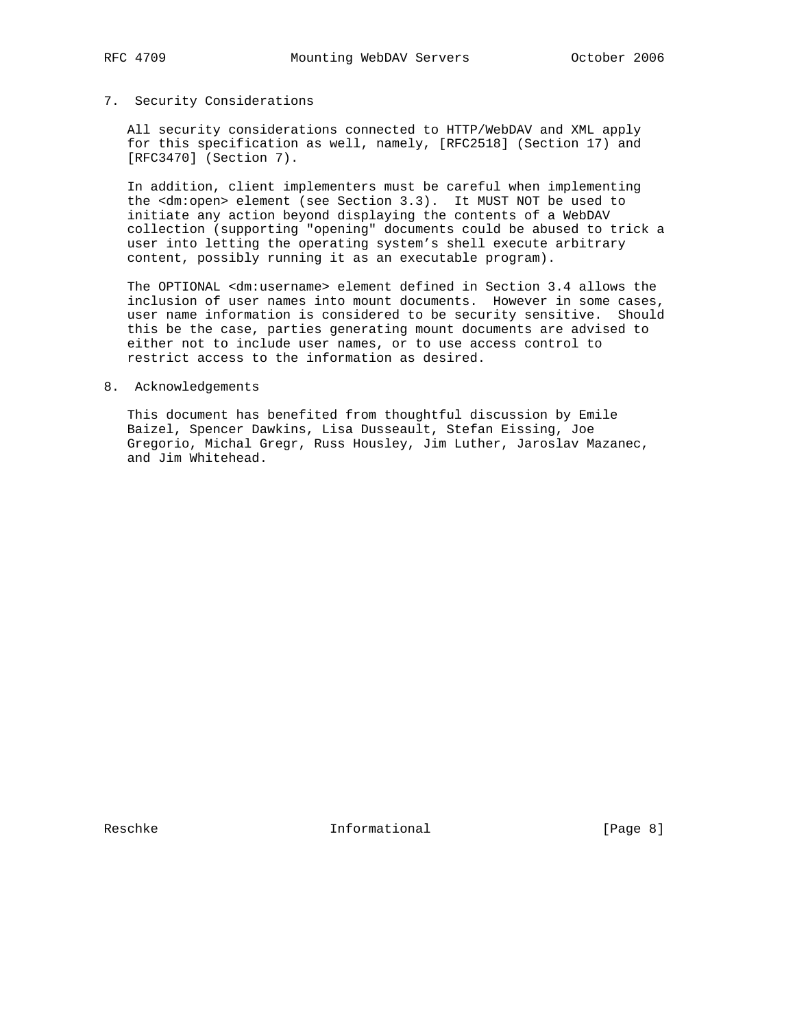## 7. Security Considerations

All security considerations connected to HTTP/WebDAV and XML apply for this specification as well, namely, [RFC2518] (Section 17) and [RFC3470] (Section 7).

In addition, client implementers must be careful when implementing the <dm:open> element (see Section 3.3). It MUST NOT be used to initiate any action beyond displaying the contents of a WebDAV collection (supporting "opening" documents could be abused to trick a user into letting the operating system's shell execute arbitrary content, possibly running it as an executable program).

The OPTIONAL <dm:username> element defined in Section 3.4 allows the inclusion of user names into mount documents. However in some cases, user name information is considered to be security sensitive. Should this be the case, parties generating mount documents are advised to either not to include user names, or to use access control to restrict access to the information as desired.

## 8. Acknowledgements

This document has benefited from thoughtful discussion by Emile Baizel, Spencer Dawkins, Lisa Dusseault, Stefan Eissing, Joe Gregorio, Michal Gregr, Russ Housley, Jim Luther, Jaroslav Mazanec, and Jim Whitehead.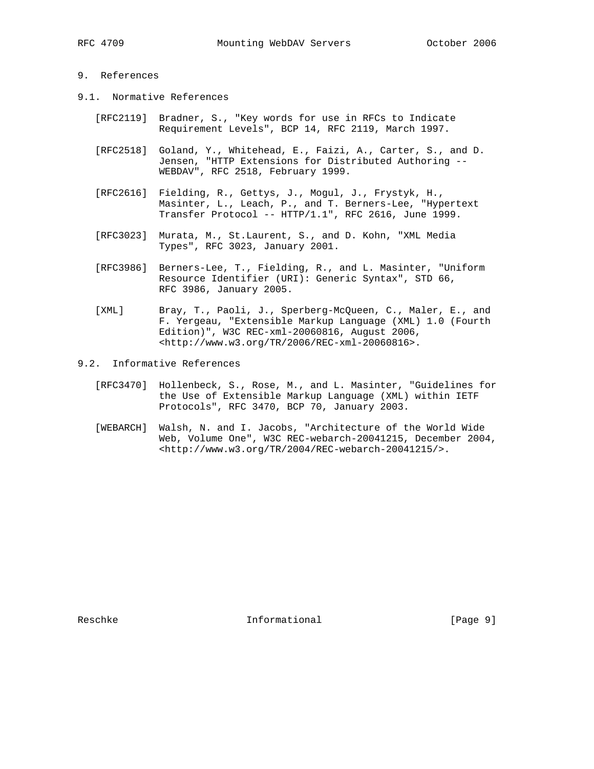## 9. References

### 9.1. Normative References

[RFC2119] Bradner, S., "Key words for use in RFCs to Indicate Requirement Levels", BCP 14, RFC 2119, March 1997.

[RFC2518] Goland, Y., Whitehead, E., Faizi, A., Carter, S., and D. Jensen, "HTTP Extensions for Distributed Authoring -- WEBDAV", RFC 2518, February 1999.

[RFC2616] Fielding, R., Gettys, J., Mogul, J., Frystyk, H., Masinter, L., Leach, P., and T. Berners-Lee, "Hypertext Transfer Protocol -- HTTP/1.1", RFC 2616, June 1999.

[RFC3023] Murata, M., St.Laurent, S., and D. Kohn, "XML Media Types", RFC 3023, January 2001.

[RFC3986] Berners-Lee, T., Fielding, R., and L. Masinter, "Uniform Resource Identifier (URI): Generic Syntax", STD 66, RFC 3986, January 2005.

[XML] Bray, T., Paoli, J., Sperberg-McQueen, C., Maler, E., and F. Yergeau, "Extensible Markup Language (XML) 1.0 (Fourth Edition)", W3C REC-xml-20060816, August 2006, <http://www.w3.org/TR/2006/REC-xml-20060816>.

### 9.2. Informative References

[RFC3470] Hollenbeck, S., Rose, M., and L. Masinter, "Guidelines for the Use of Extensible Markup Language (XML) within IETF Protocols", RFC 3470, BCP 70, January 2003.

[WEBARCH] Walsh, N. and I. Jacobs, "Architecture of the World Wide Web, Volume One", W3C REC-webarch-20041215, December 2004, <http://www.w3.org/TR/2004/REC-webarch-20041215/>.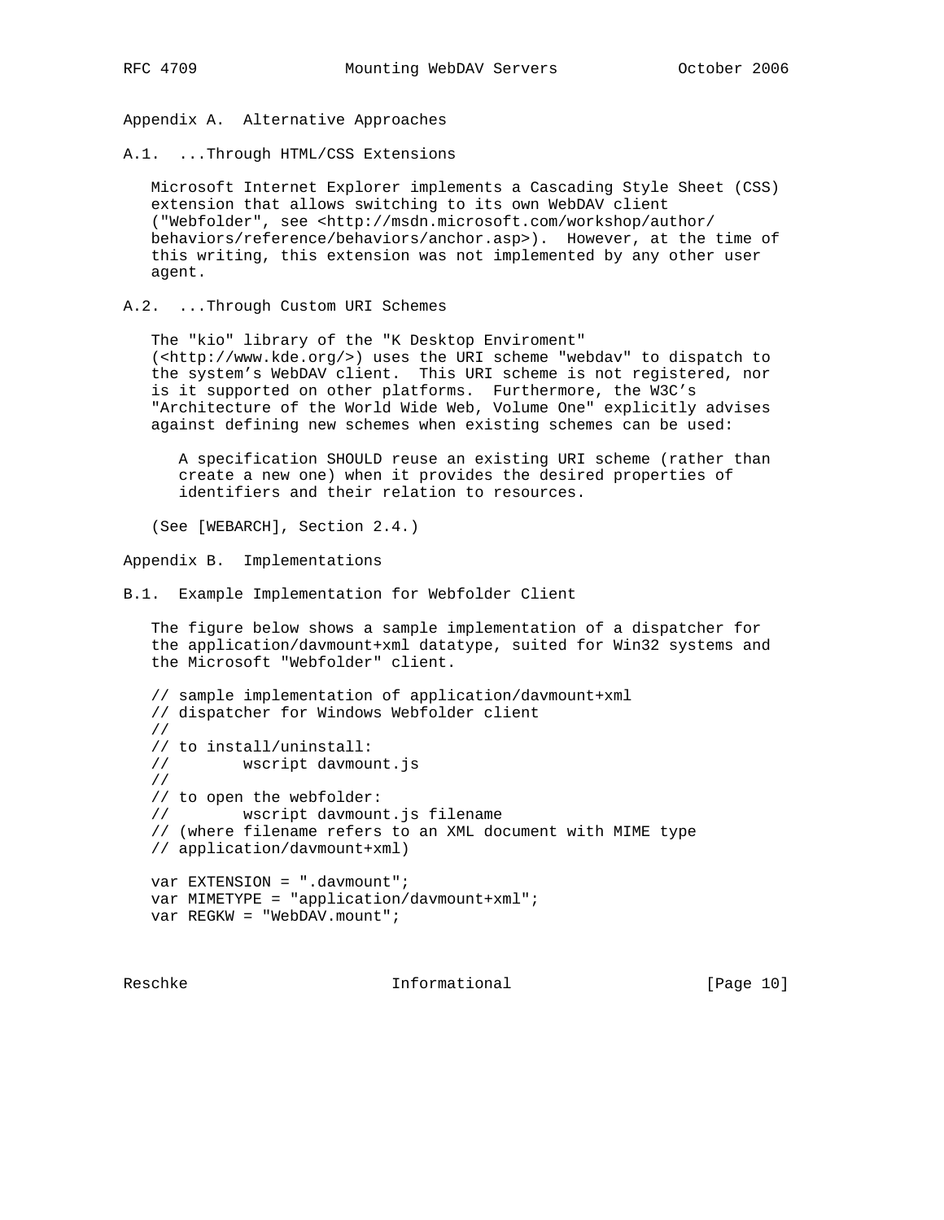## Appendix A. Alternative Approaches

### A.1. ...Through HTML/CSS Extensions

Microsoft Internet Explorer implements a Cascading Style Sheet (CSS) extension that allows switching to its own WebDAV client ("Webfolder", see <http://msdn.microsoft.com/workshop/author/behaviors/reference/behaviors/anchor.asp>). However, at the time of this writing, this extension was not implemented by any other user agent.

### A.2. ...Through Custom URI Schemes

The "kio" library of the "K Desktop Enviroment" (<http://www.kde.org/>) uses the URI scheme "webdav" to dispatch to the system's WebDAV client. This URI scheme is not registered, nor is it supported on other platforms. Furthermore, the W3C's "Architecture of the World Wide Web, Volume One" explicitly advises against defining new schemes when existing schemes can be used:

> A specification SHOULD reuse an existing URI scheme (rather than create a new one) when it provides the desired properties of identifiers and their relation to resources.

(See [WEBARCH], Section 2.4.)

## Appendix B. Implementations

### B.1. Example Implementation for Webfolder Client

The figure below shows a sample implementation of a dispatcher for the application/davmount+xml datatype, suited for Win32 systems and the Microsoft "Webfolder" client.

```
// sample implementation of application/davmount+xml
// dispatcher for Windows Webfolder client
//
// to install/uninstall:
//        wscript davmount.js
//
// to open the webfolder:
//        wscript davmount.js filename
// (where filename refers to an XML document with MIME type
// application/davmount+xml)

var EXTENSION = ".davmount";
var MIMETYPE = "application/davmount+xml";
var REGKW = "WebDAV.mount";
```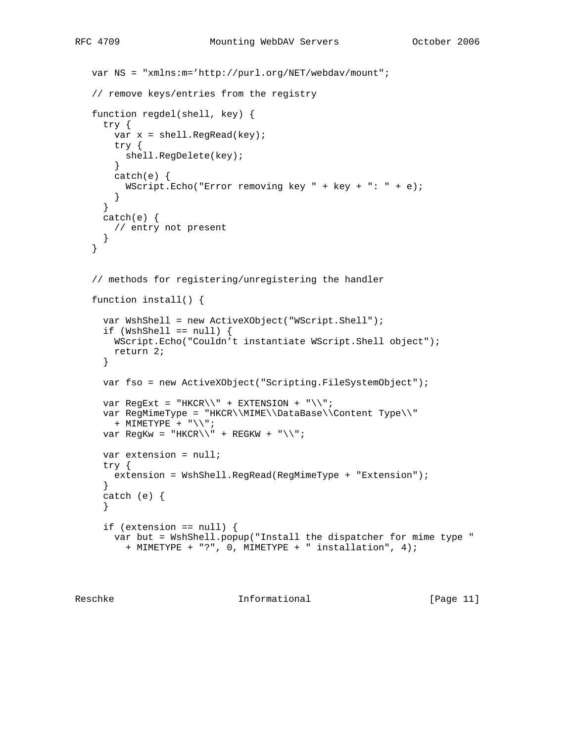```
var NS = "xmlns:m='http://purl.org/NET/webdav/mount";

// remove keys/entries from the registry

function regdel(shell, key) {
  try {
    var x = shell.RegRead(key);
    try {
      shell.RegDelete(key);
    }
    catch(e) {
      WScript.Echo("Error removing key " + key + ": " + e);
    }
  }
  catch(e) {
    // entry not present
  }
}


// methods for registering/unregistering the handler

function install() {

  var WshShell = new ActiveXObject("WScript.Shell");
  if (WshShell == null) {
    WScript.Echo("Couldn't instantiate WScript.Shell object");
    return 2;
  }

  var fso = new ActiveXObject("Scripting.FileSystemObject");

  var RegExt = "HKCR\\" + EXTENSION + "\\";
  var RegMimeType = "HKCR\\MIME\\DataBase\\Content Type\\"
    + MIMETYPE + "\\";
  var RegKw = "HKCR\\" + REGKW + "\\";

  var extension = null;
  try {
    extension = WshShell.RegRead(RegMimeType + "Extension");
  }
  catch (e) {
  }

  if (extension == null) {
    var but = WshShell.popup("Install the dispatcher for mime type "
      + MIMETYPE + "?", 0, MIMETYPE + " installation", 4);
```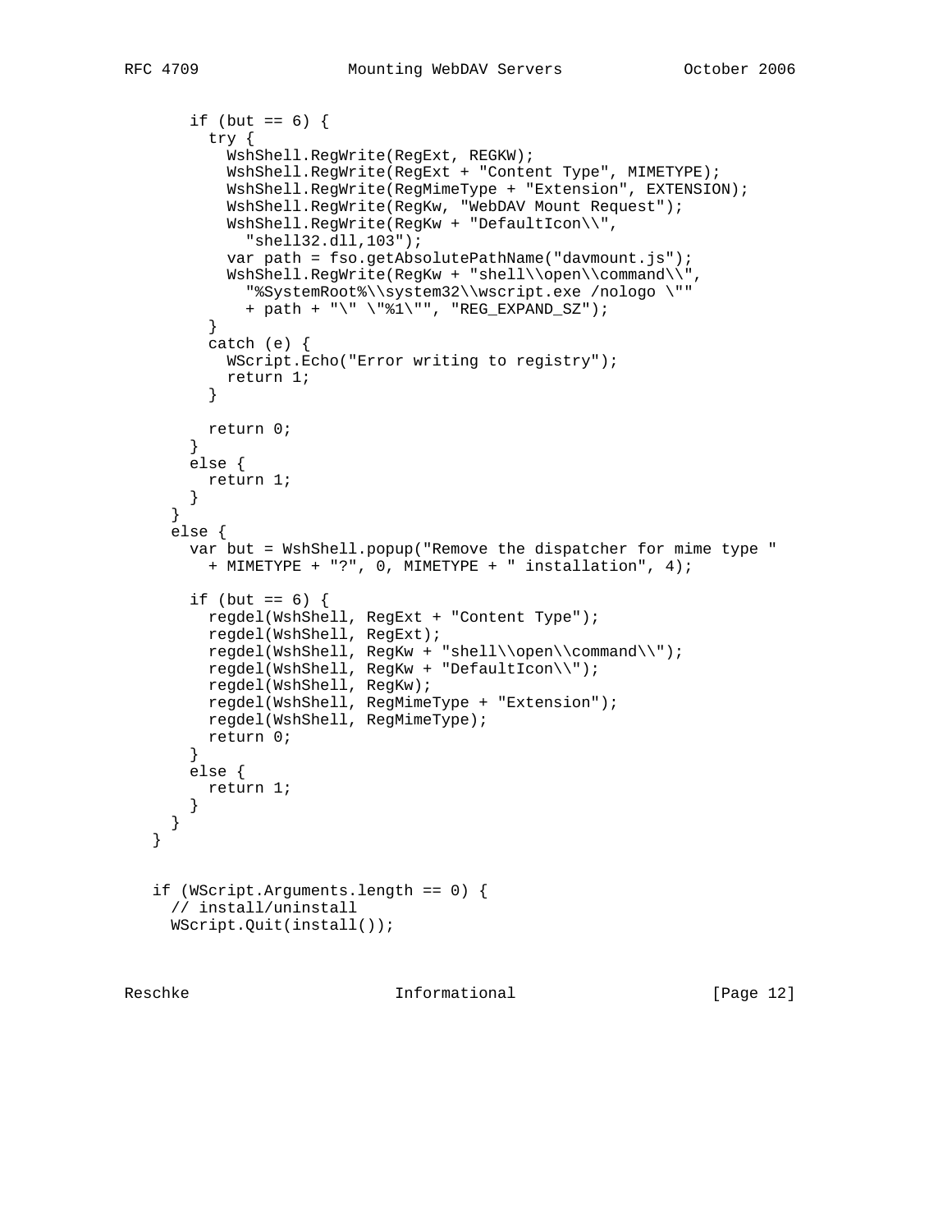```
      if (but == 6) {
        try {
          WshShell.RegWrite(RegExt, REGKW);
          WshShell.RegWrite(RegExt + "Content Type", MIMETYPE);
          WshShell.RegWrite(RegMimeType + "Extension", EXTENSION);
          WshShell.RegWrite(RegKw, "WebDAV Mount Request");
          WshShell.RegWrite(RegKw + "DefaultIcon\\",
            "shell32.dll,103");
          var path = fso.getAbsolutePathName("davmount.js");
          WshShell.RegWrite(RegKw + "shell\\open\\command\\",
            "%SystemRoot%\\system32\\wscript.exe /nologo \""
            + path + "\" \"%1\"", "REG_EXPAND_SZ");
        }
        catch (e) {
          WScript.Echo("Error writing to registry");
          return 1;
        }

        return 0;
      }
      else {
        return 1;
      }
    }
    else {
      var but = WshShell.popup("Remove the dispatcher for mime type "
        + MIMETYPE + "?", 0, MIMETYPE + " installation", 4);

      if (but == 6) {
        regdel(WshShell, RegExt + "Content Type");
        regdel(WshShell, RegExt);
        regdel(WshShell, RegKw + "shell\\open\\command\\");
        regdel(WshShell, RegKw + "DefaultIcon\\");
        regdel(WshShell, RegKw);
        regdel(WshShell, RegMimeType + "Extension");
        regdel(WshShell, RegMimeType);
        return 0;
      }
      else {
        return 1;
      }
    }
  }


  if (WScript.Arguments.length == 0) {
    // install/uninstall
    WScript.Quit(install());
```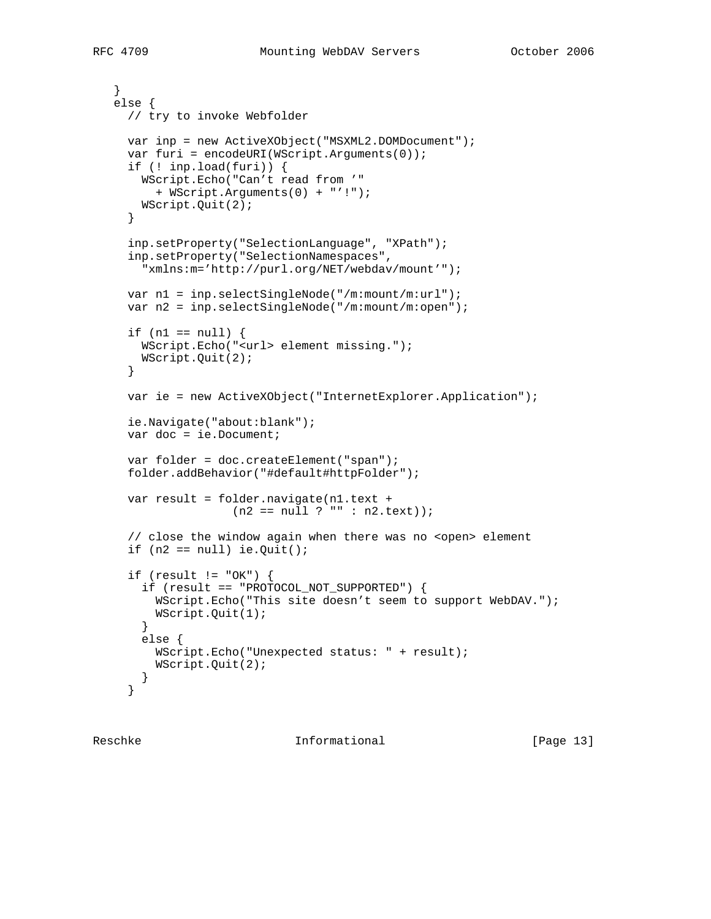```
  }
  else {
    // try to invoke Webfolder

    var inp = new ActiveXObject("MSXML2.DOMDocument");
    var furi = encodeURI(WScript.Arguments(0));
    if (! inp.load(furi)) {
      WScript.Echo("Can't read from '"
        + WScript.Arguments(0) + "'!");
      WScript.Quit(2);
    }

    inp.setProperty("SelectionLanguage", "XPath");
    inp.setProperty("SelectionNamespaces",
      "xmlns:m='http://purl.org/NET/webdav/mount'");

    var n1 = inp.selectSingleNode("/m:mount/m:url");
    var n2 = inp.selectSingleNode("/m:mount/m:open");

    if (n1 == null) {
      WScript.Echo("<url> element missing.");
      WScript.Quit(2);
    }

    var ie = new ActiveXObject("InternetExplorer.Application");

    ie.Navigate("about:blank");
    var doc = ie.Document;

    var folder = doc.createElement("span");
    folder.addBehavior("#default#httpFolder");

    var result = folder.navigate(n1.text +
                   (n2 == null ? "" : n2.text));

    // close the window again when there was no <open> element
    if (n2 == null) ie.Quit();

    if (result != "OK") {
      if (result == "PROTOCOL_NOT_SUPPORTED") {
        WScript.Echo("This site doesn't seem to support WebDAV.");
        WScript.Quit(1);
      }
      else {
        WScript.Echo("Unexpected status: " + result);
        WScript.Quit(2);
      }
    }
```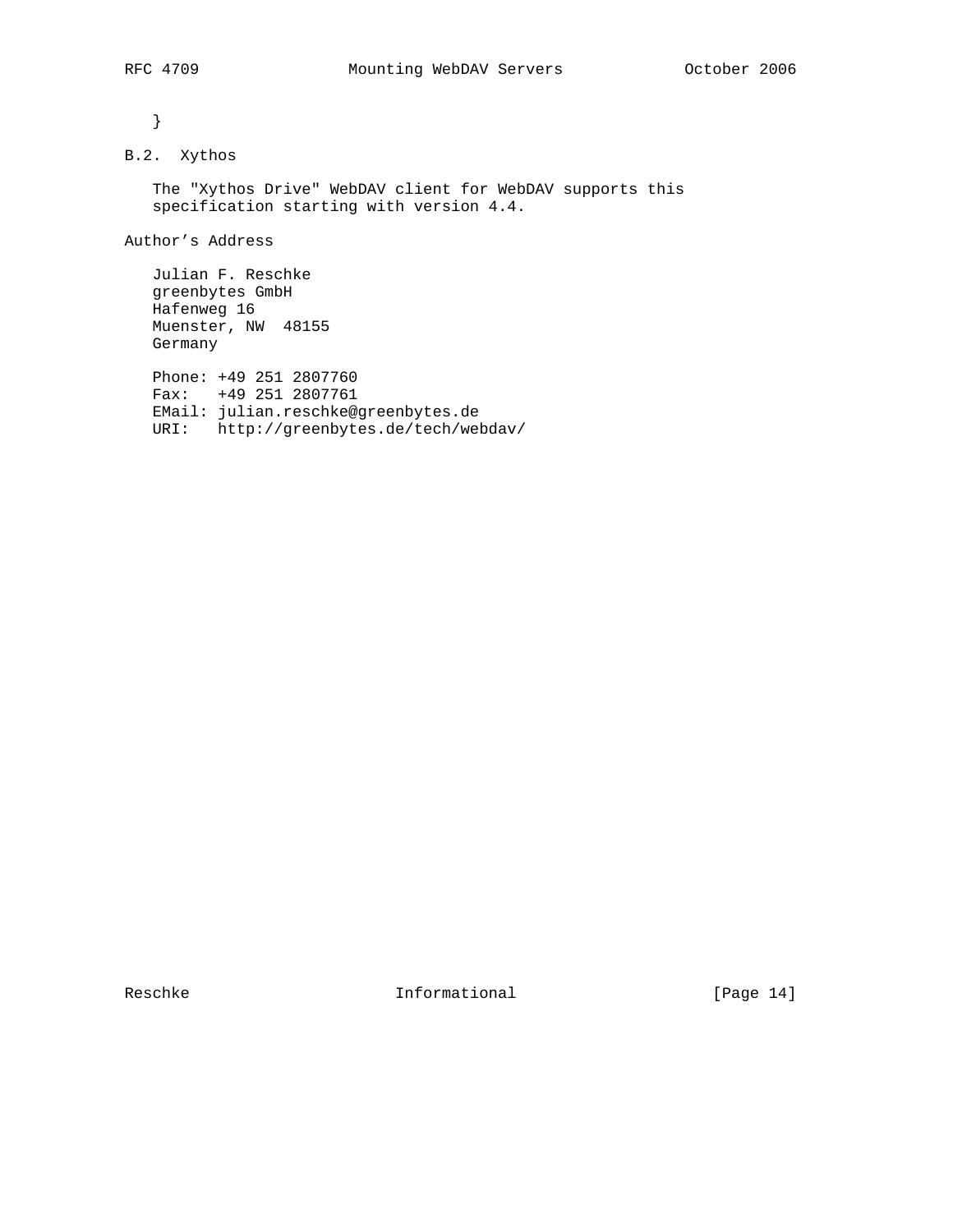```
}
```

## B.2. Xythos

The "Xythos Drive" WebDAV client for WebDAV supports this specification starting with version 4.4.

## Author's Address

Julian F. Reschke
greenbytes GmbH
Hafenweg 16
Muenster, NW 48155
Germany

Phone: +49 251 2807760
Fax: +49 251 2807761
EMail: julian.reschke@greenbytes.de
URI: http://greenbytes.de/tech/webdav/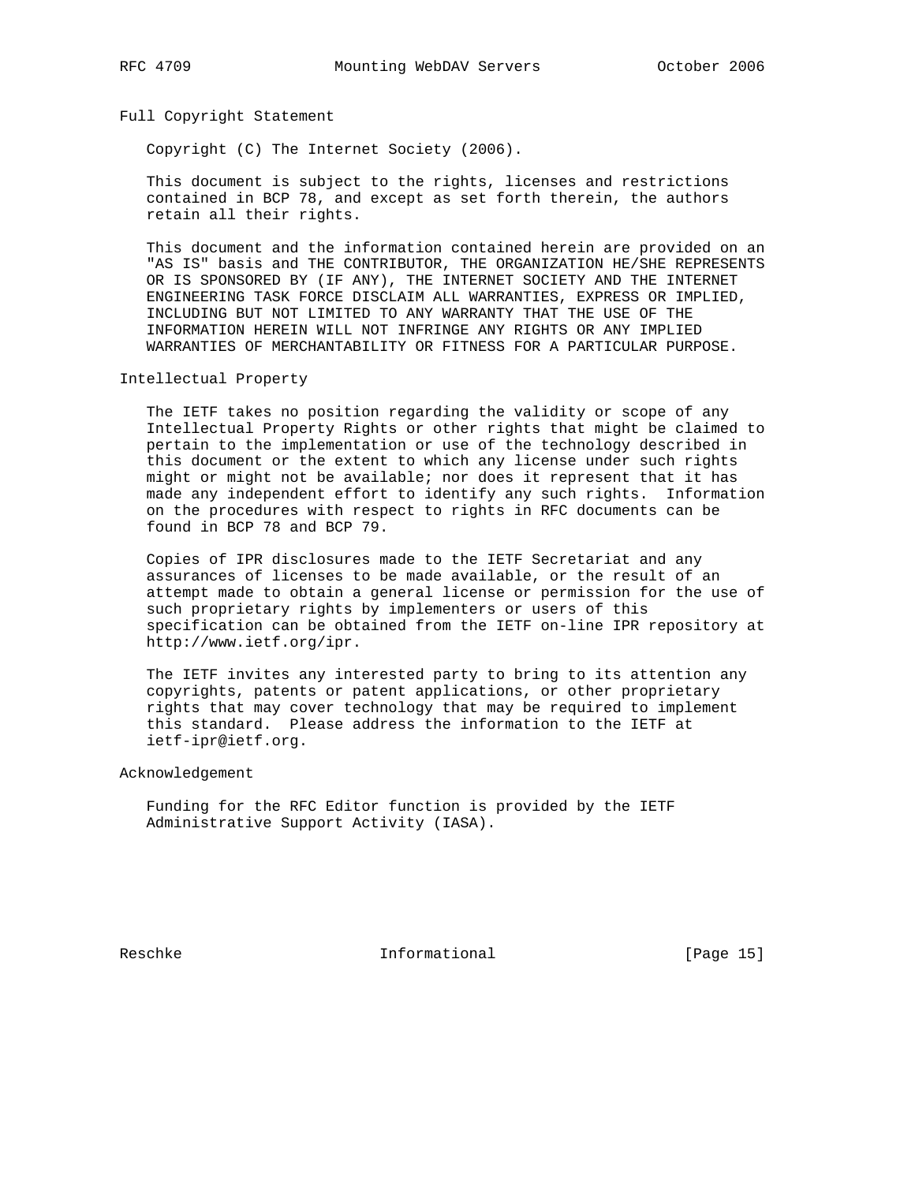## Full Copyright Statement

Copyright (C) The Internet Society (2006).

This document is subject to the rights, licenses and restrictions contained in BCP 78, and except as set forth therein, the authors retain all their rights.

This document and the information contained herein are provided on an "AS IS" basis and THE CONTRIBUTOR, THE ORGANIZATION HE/SHE REPRESENTS OR IS SPONSORED BY (IF ANY), THE INTERNET SOCIETY AND THE INTERNET ENGINEERING TASK FORCE DISCLAIM ALL WARRANTIES, EXPRESS OR IMPLIED, INCLUDING BUT NOT LIMITED TO ANY WARRANTY THAT THE USE OF THE INFORMATION HEREIN WILL NOT INFRINGE ANY RIGHTS OR ANY IMPLIED WARRANTIES OF MERCHANTABILITY OR FITNESS FOR A PARTICULAR PURPOSE.

## Intellectual Property

The IETF takes no position regarding the validity or scope of any Intellectual Property Rights or other rights that might be claimed to pertain to the implementation or use of the technology described in this document or the extent to which any license under such rights might or might not be available; nor does it represent that it has made any independent effort to identify any such rights. Information on the procedures with respect to rights in RFC documents can be found in BCP 78 and BCP 79.

Copies of IPR disclosures made to the IETF Secretariat and any assurances of licenses to be made available, or the result of an attempt made to obtain a general license or permission for the use of such proprietary rights by implementers or users of this specification can be obtained from the IETF on-line IPR repository at http://www.ietf.org/ipr.

The IETF invites any interested party to bring to its attention any copyrights, patents or patent applications, or other proprietary rights that may cover technology that may be required to implement this standard. Please address the information to the IETF at ietf-ipr@ietf.org.

## Acknowledgement

Funding for the RFC Editor function is provided by the IETF Administrative Support Activity (IASA).